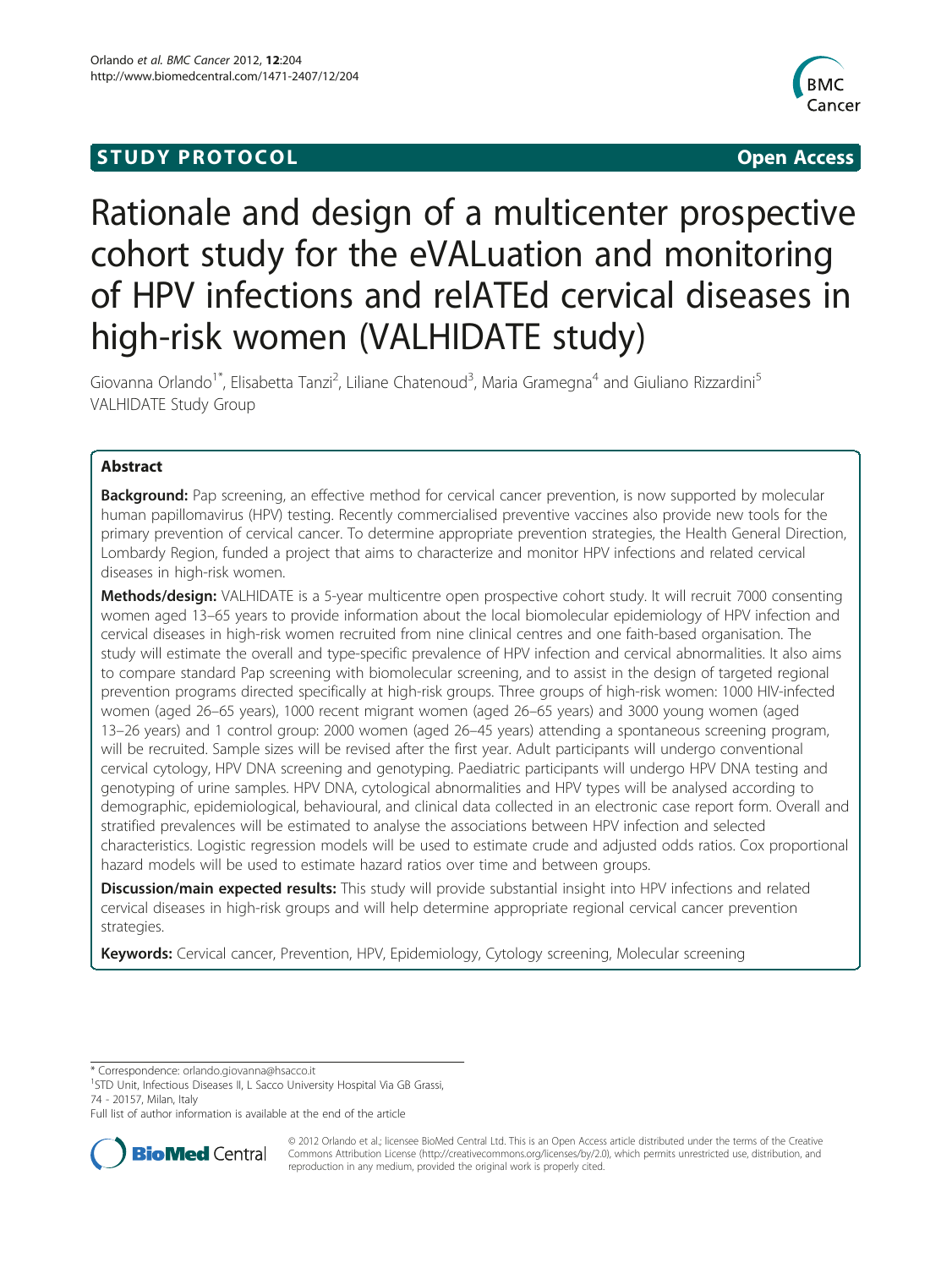**STUDY PROTOCOL** **Open Access**

# Rationale and design of a multicenter prospective cohort study for the eVALuation and monitoring of HPV infections and relATEd cervical diseases in high-risk women (VALHIDATE study)

Giovanna Orlando[1*], Elisabetta Tanzi[2], Liliane Chatenoud[3], Maria Gramegna[4] and Giuliano Rizzardini[5]
VALHIDATE Study Group

## Abstract

**Background:** Pap screening, an effective method for cervical cancer prevention, is now supported by molecular human papillomavirus (HPV) testing. Recently commercialised preventive vaccines also provide new tools for the primary prevention of cervical cancer. To determine appropriate prevention strategies, the Health General Direction, Lombardy Region, funded a project that aims to characterize and monitor HPV infections and related cervical diseases in high-risk women.

**Methods/design:** VALHIDATE is a 5-year multicentre open prospective cohort study. It will recruit 7000 consenting women aged 13–65 years to provide information about the local biomolecular epidemiology of HPV infection and cervical diseases in high-risk women recruited from nine clinical centres and one faith-based organisation. The study will estimate the overall and type-specific prevalence of HPV infection and cervical abnormalities. It also aims to compare standard Pap screening with biomolecular screening, and to assist in the design of targeted regional prevention programs directed specifically at high-risk groups. Three groups of high-risk women: 1000 HIV-infected women (aged 26–65 years), 1000 recent migrant women (aged 26–65 years) and 3000 young women (aged 13–26 years) and 1 control group: 2000 women (aged 26–45 years) attending a spontaneous screening program, will be recruited. Sample sizes will be revised after the first year. Adult participants will undergo conventional cervical cytology, HPV DNA screening and genotyping. Paediatric participants will undergo HPV DNA testing and genotyping of urine samples. HPV DNA, cytological abnormalities and HPV types will be analysed according to demographic, epidemiological, behavioural, and clinical data collected in an electronic case report form. Overall and stratified prevalences will be estimated to analyse the associations between HPV infection and selected characteristics. Logistic regression models will be used to estimate crude and adjusted odds ratios. Cox proportional hazard models will be used to estimate hazard ratios over time and between groups.

**Discussion/main expected results:** This study will provide substantial insight into HPV infections and related cervical diseases in high-risk groups and will help determine appropriate regional cervical cancer prevention strategies.

**Keywords:** Cervical cancer, Prevention, HPV, Epidemiology, Cytology screening, Molecular screening

---

\* Correspondence: orlando.giovanna@hsacco.it
[1]STD Unit, Infectious Diseases II, L Sacco University Hospital Via GB Grassi, 74 - 20157, Milan, Italy
Full list of author information is available at the end of the article

© 2012 Orlando et al.; licensee BioMed Central Ltd. This is an Open Access article distributed under the terms of the Creative Commons Attribution License (http://creativecommons.org/licenses/by/2.0), which permits unrestricted use, distribution, and reproduction in any medium, provided the original work is properly cited.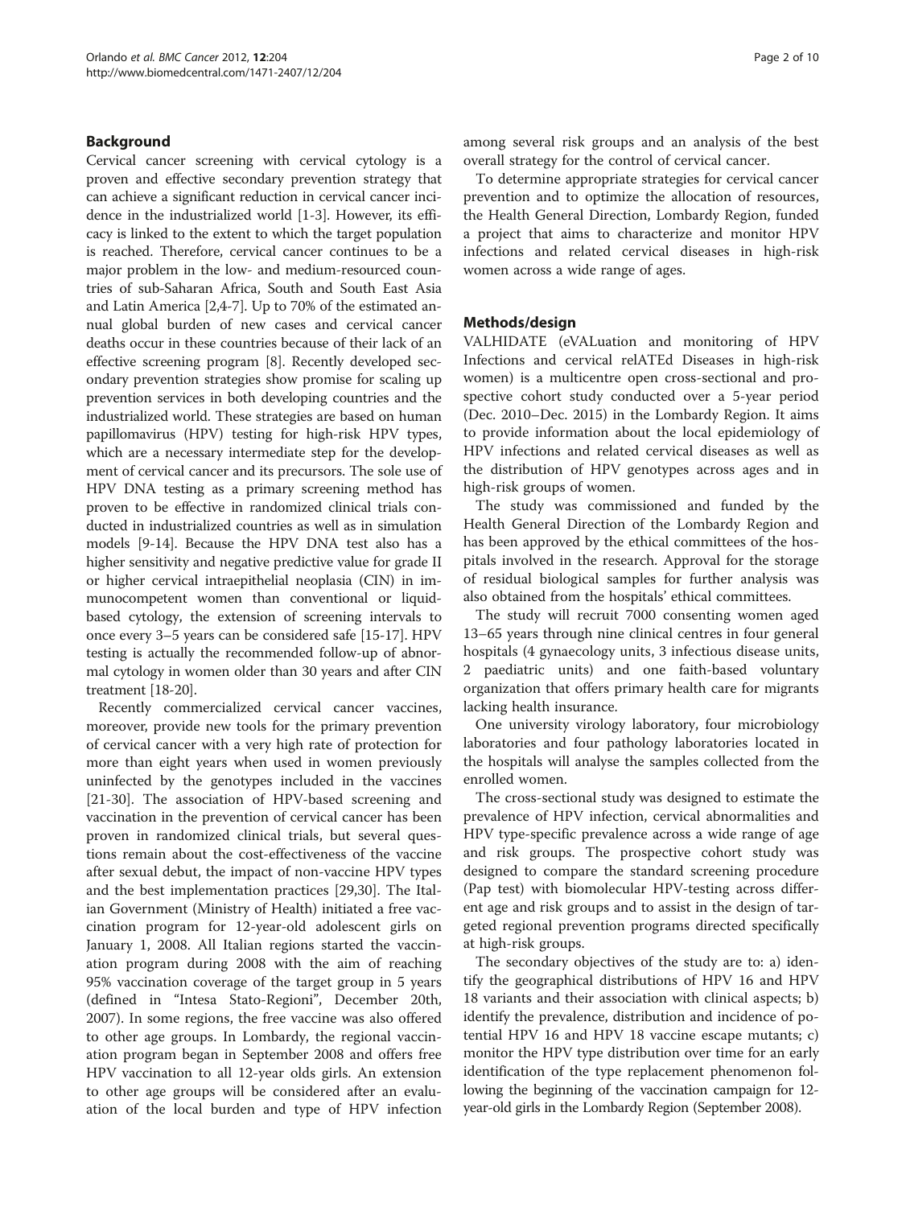## Background

Cervical cancer screening with cervical cytology is a proven and effective secondary prevention strategy that can achieve a significant reduction in cervical cancer incidence in the industrialized world [1-3]. However, its efficacy is linked to the extent to which the target population is reached. Therefore, cervical cancer continues to be a major problem in the low- and medium-resourced countries of sub-Saharan Africa, South and South East Asia and Latin America [2,4-7]. Up to 70% of the estimated annual global burden of new cases and cervical cancer deaths occur in these countries because of their lack of an effective screening program [8]. Recently developed secondary prevention strategies show promise for scaling up prevention services in both developing countries and the industrialized world. These strategies are based on human papillomavirus (HPV) testing for high-risk HPV types, which are a necessary intermediate step for the development of cervical cancer and its precursors. The sole use of HPV DNA testing as a primary screening method has proven to be effective in randomized clinical trials conducted in industrialized countries as well as in simulation models [9-14]. Because the HPV DNA test also has a higher sensitivity and negative predictive value for grade II or higher cervical intraepithelial neoplasia (CIN) in immunocompetent women than conventional or liquid-based cytology, the extension of screening intervals to once every 3–5 years can be considered safe [15-17]. HPV testing is actually the recommended follow-up of abnormal cytology in women older than 30 years and after CIN treatment [18-20].

Recently commercialized cervical cancer vaccines, moreover, provide new tools for the primary prevention of cervical cancer with a very high rate of protection for more than eight years when used in women previously uninfected by the genotypes included in the vaccines [21-30]. The association of HPV-based screening and vaccination in the prevention of cervical cancer has been proven in randomized clinical trials, but several questions remain about the cost-effectiveness of the vaccine after sexual debut, the impact of non-vaccine HPV types and the best implementation practices [29,30]. The Italian Government (Ministry of Health) initiated a free vaccination program for 12-year-old adolescent girls on January 1, 2008. All Italian regions started the vaccination program during 2008 with the aim of reaching 95% vaccination coverage of the target group in 5 years (defined in "Intesa Stato-Regioni", December 20th, 2007). In some regions, the free vaccine was also offered to other age groups. In Lombardy, the regional vaccination program began in September 2008 and offers free HPV vaccination to all 12-year olds girls. An extension to other age groups will be considered after an evaluation of the local burden and type of HPV infection among several risk groups and an analysis of the best overall strategy for the control of cervical cancer.

To determine appropriate strategies for cervical cancer prevention and to optimize the allocation of resources, the Health General Direction, Lombardy Region, funded a project that aims to characterize and monitor HPV infections and related cervical diseases in high-risk women across a wide range of ages.

## Methods/design

VALHIDATE (eVALuation and monitoring of HPV Infections and cervical relATEd Diseases in high-risk women) is a multicentre open cross-sectional and prospective cohort study conducted over a 5-year period (Dec. 2010–Dec. 2015) in the Lombardy Region. It aims to provide information about the local epidemiology of HPV infections and related cervical diseases as well as the distribution of HPV genotypes across ages and in high-risk groups of women.

The study was commissioned and funded by the Health General Direction of the Lombardy Region and has been approved by the ethical committees of the hospitals involved in the research. Approval for the storage of residual biological samples for further analysis was also obtained from the hospitals' ethical committees.

The study will recruit 7000 consenting women aged 13–65 years through nine clinical centres in four general hospitals (4 gynaecology units, 3 infectious disease units, 2 paediatric units) and one faith-based voluntary organization that offers primary health care for migrants lacking health insurance.

One university virology laboratory, four microbiology laboratories and four pathology laboratories located in the hospitals will analyse the samples collected from the enrolled women.

The cross-sectional study was designed to estimate the prevalence of HPV infection, cervical abnormalities and HPV type-specific prevalence across a wide range of age and risk groups. The prospective cohort study was designed to compare the standard screening procedure (Pap test) with biomolecular HPV-testing across different age and risk groups and to assist in the design of targeted regional prevention programs directed specifically at high-risk groups.

The secondary objectives of the study are to: a) identify the geographical distributions of HPV 16 and HPV 18 variants and their association with clinical aspects; b) identify the prevalence, distribution and incidence of potential HPV 16 and HPV 18 vaccine escape mutants; c) monitor the HPV type distribution over time for an early identification of the type replacement phenomenon following the beginning of the vaccination campaign for 12-year-old girls in the Lombardy Region (September 2008).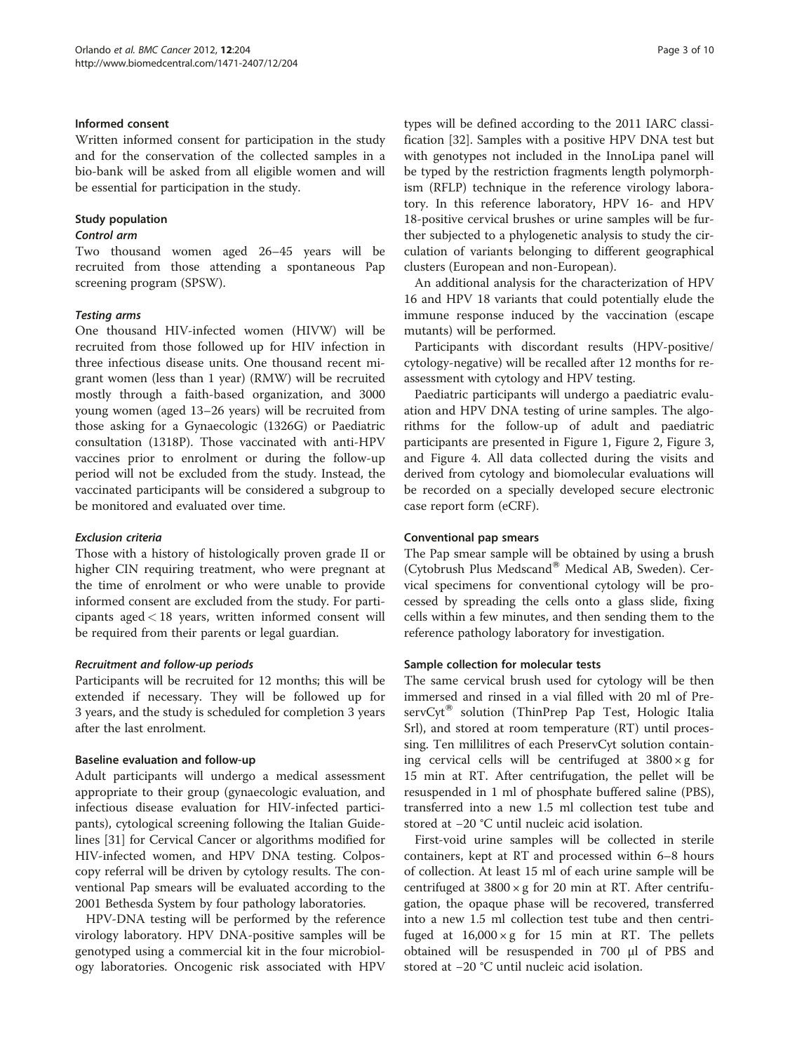### Informed consent

Written informed consent for participation in the study and for the conservation of the collected samples in a bio-bank will be asked from all eligible women and will be essential for participation in the study.

### Study population

#### *Control arm*

Two thousand women aged 26–45 years will be recruited from those attending a spontaneous Pap screening program (SPSW).

#### *Testing arms*

One thousand HIV-infected women (HIVW) will be recruited from those followed up for HIV infection in three infectious disease units. One thousand recent migrant women (less than 1 year) (RMW) will be recruited mostly through a faith-based organization, and 3000 young women (aged 13–26 years) will be recruited from those asking for a Gynaecologic (1326G) or Paediatric consultation (1318P). Those vaccinated with anti-HPV vaccines prior to enrolment or during the follow-up period will not be excluded from the study. Instead, the vaccinated participants will be considered a subgroup to be monitored and evaluated over time.

#### *Exclusion criteria*

Those with a history of histologically proven grade II or higher CIN requiring treatment, who were pregnant at the time of enrolment or who were unable to provide informed consent are excluded from the study. For participants aged < 18 years, written informed consent will be required from their parents or legal guardian.

#### *Recruitment and follow-up periods*

Participants will be recruited for 12 months; this will be extended if necessary. They will be followed up for 3 years, and the study is scheduled for completion 3 years after the last enrolment.

### Baseline evaluation and follow-up

Adult participants will undergo a medical assessment appropriate to their group (gynaecologic evaluation, and infectious disease evaluation for HIV-infected participants), cytological screening following the Italian Guidelines [31] for Cervical Cancer or algorithms modified for HIV-infected women, and HPV DNA testing. Colposcopy referral will be driven by cytology results. The conventional Pap smears will be evaluated according to the 2001 Bethesda System by four pathology laboratories.

HPV-DNA testing will be performed by the reference virology laboratory. HPV DNA-positive samples will be genotyped using a commercial kit in the four microbiology laboratories. Oncogenic risk associated with HPV types will be defined according to the 2011 IARC classification [32]. Samples with a positive HPV DNA test but with genotypes not included in the InnoLipa panel will be typed by the restriction fragments length polymorphism (RFLP) technique in the reference virology laboratory. In this reference laboratory, HPV 16- and HPV 18-positive cervical brushes or urine samples will be further subjected to a phylogenetic analysis to study the circulation of variants belonging to different geographical clusters (European and non-European).

An additional analysis for the characterization of HPV 16 and HPV 18 variants that could potentially elude the immune response induced by the vaccination (escape mutants) will be performed.

Participants with discordant results (HPV-positive/cytology-negative) will be recalled after 12 months for reassessment with cytology and HPV testing.

Paediatric participants will undergo a paediatric evaluation and HPV DNA testing of urine samples. The algorithms for the follow-up of adult and paediatric participants are presented in Figure 1, Figure 2, Figure 3, and Figure 4. All data collected during the visits and derived from cytology and biomolecular evaluations will be recorded on a specially developed secure electronic case report form (eCRF).

### Conventional pap smears

The Pap smear sample will be obtained by using a brush (Cytobrush Plus Medscand® Medical AB, Sweden). Cervical specimens for conventional cytology will be processed by spreading the cells onto a glass slide, fixing cells within a few minutes, and then sending them to the reference pathology laboratory for investigation.

### Sample collection for molecular tests

The same cervical brush used for cytology will be then immersed and rinsed in a vial filled with 20 ml of PreservCyt® solution (ThinPrep Pap Test, Hologic Italia Srl), and stored at room temperature (RT) until processing. Ten millilitres of each PreservCyt solution containing cervical cells will be centrifuged at $3800 \times g$ for 15 min at RT. After centrifugation, the pellet will be resuspended in 1 ml of phosphate buffered saline (PBS), transferred into a new 1.5 ml collection test tube and stored at −20 °C until nucleic acid isolation.

First-void urine samples will be collected in sterile containers, kept at RT and processed within 6–8 hours of collection. At least 15 ml of each urine sample will be centrifuged at $3800 \times g$ for 20 min at RT. After centrifugation, the opaque phase will be recovered, transferred into a new 1.5 ml collection test tube and then centrifuged at $16{,}000 \times g$ for 15 min at RT. The pellets obtained will be resuspended in 700 μl of PBS and stored at −20 °C until nucleic acid isolation.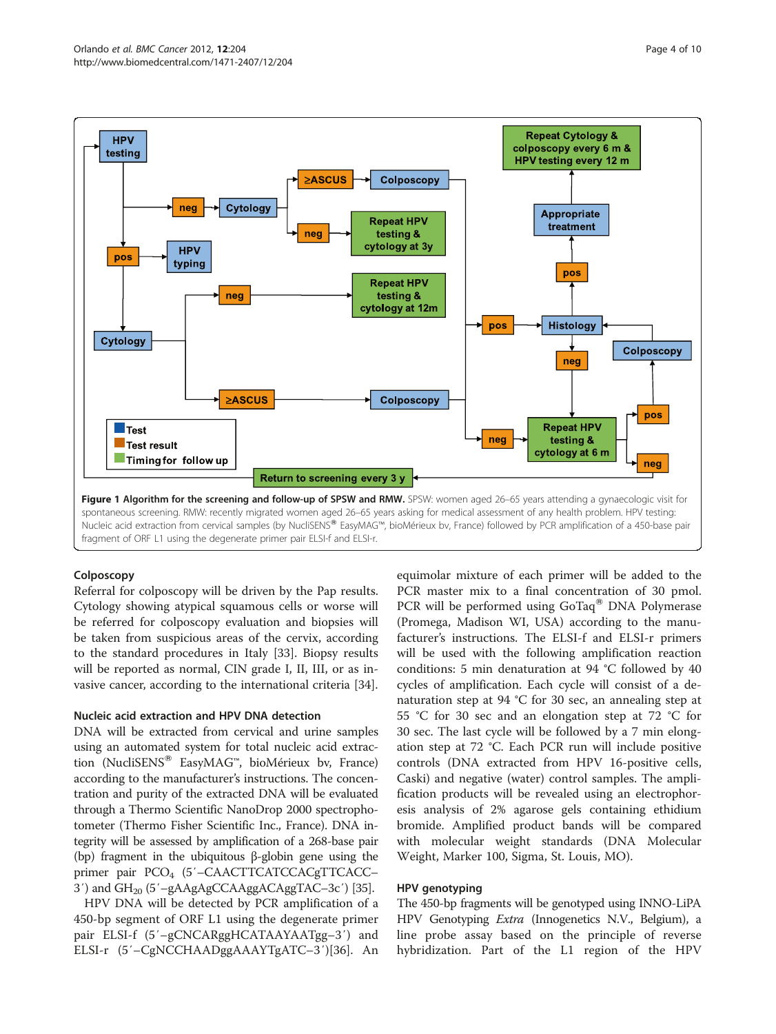**Figure 1 Algorithm for the screening and follow-up of SPSW and RMW.** SPSW: women aged 26–65 years attending a gynaecologic visit for spontaneous screening. RMW: recently migrated women aged 26–65 years asking for medical assessment of any health problem. HPV testing: Nucleic acid extraction from cervical samples (by NucliSENS® EasyMAG™, bioMérieux bv, France) followed by PCR amplification of a 450-base pair fragment of ORF L1 using the degenerate primer pair ELSI-f and ELSI-r.

### Colposcopy

Referral for colposcopy will be driven by the Pap results. Cytology showing atypical squamous cells or worse will be referred for colposcopy evaluation and biopsies will be taken from suspicious areas of the cervix, according to the standard procedures in Italy [33]. Biopsy results will be reported as normal, CIN grade I, II, III, or as invasive cancer, according to the international criteria [34].

### Nucleic acid extraction and HPV DNA detection

DNA will be extracted from cervical and urine samples using an automated system for total nucleic acid extraction (NucliSENS® EasyMAG™, bioMérieux bv, France) according to the manufacturer's instructions. The concentration and purity of the extracted DNA will be evaluated through a Thermo Scientific NanoDrop 2000 spectrophotometer (Thermo Fisher Scientific Inc., France). DNA integrity will be assessed by amplification of a 268-base pair (bp) fragment in the ubiquitous β-globin gene using the primer pair $PCO_4$ (5′–CAACTTCATCCACgTTCACC–3′) and $GH_{20}$ (5′–gAAgAgCCAAggACAggTAC–3c′) [35].

HPV DNA will be detected by PCR amplification of a 450-bp segment of ORF L1 using the degenerate primer pair ELSI-f (5′–gCNCARggHCATAAYAATgg–3′) and ELSI-r (5′–CgNCCHAADggAAAYTgATC–3′)[36]. An equimolar mixture of each primer will be added to the PCR master mix to a final concentration of 30 pmol. PCR will be performed using GoTaq® DNA Polymerase (Promega, Madison WI, USA) according to the manufacturer's instructions. The ELSI-f and ELSI-r primers will be used with the following amplification reaction conditions: 5 min denaturation at 94 °C followed by 40 cycles of amplification. Each cycle will consist of a denaturation step at 94 °C for 30 sec, an annealing step at 55 °C for 30 sec and an elongation step at 72 °C for 30 sec. The last cycle will be followed by a 7 min elongation step at 72 °C. Each PCR run will include positive controls (DNA extracted from HPV 16-positive cells, Caski) and negative (water) control samples. The amplification products will be revealed using an electrophoresis analysis of 2% agarose gels containing ethidium bromide. Amplified product bands will be compared with molecular weight standards (DNA Molecular Weight, Marker 100, Sigma, St. Louis, MO).

### HPV genotyping

The 450-bp fragments will be genotyped using INNO-LiPA HPV Genotyping *Extra* (Innogenetics N.V., Belgium), a line probe assay based on the principle of reverse hybridization. Part of the L1 region of the HPV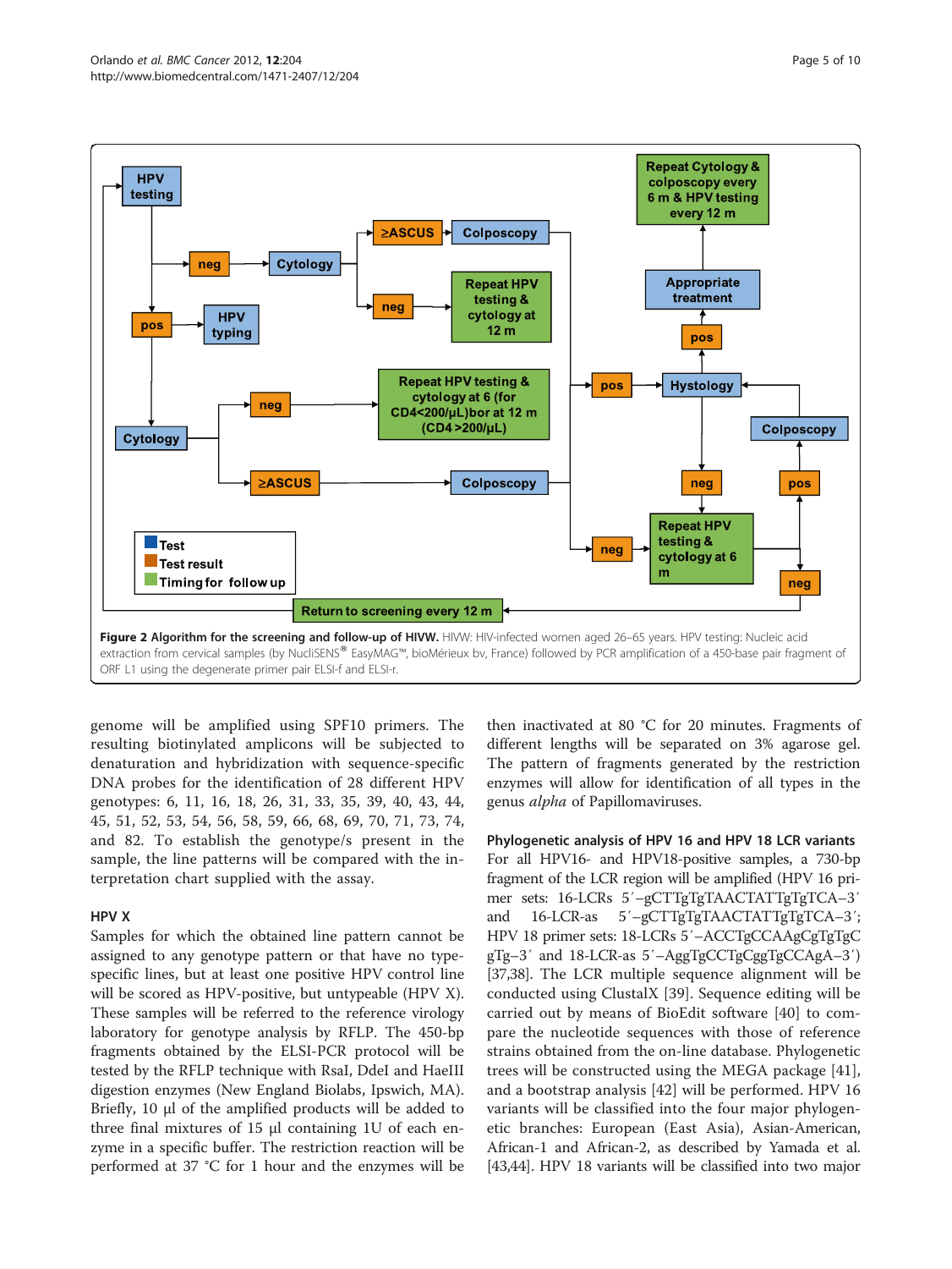**Figure 2 Algorithm for the screening and follow-up of HIVW.** HIVW: HIV-infected women aged 26–65 years. HPV testing: Nucleic acid extraction from cervical samples (by NucliSENS® EasyMAG™, bioMérieux bv, France) followed by PCR amplification of a 450-base pair fragment of ORF L1 using the degenerate primer pair ELSI-f and ELSI-r.

genome will be amplified using SPF10 primers. The resulting biotinylated amplicons will be subjected to denaturation and hybridization with sequence-specific DNA probes for the identification of 28 different HPV genotypes: 6, 11, 16, 18, 26, 31, 33, 35, 39, 40, 43, 44, 45, 51, 52, 53, 54, 56, 58, 59, 66, 68, 69, 70, 71, 73, 74, and 82. To establish the genotype/s present in the sample, the line patterns will be compared with the interpretation chart supplied with the assay.

### HPV X

Samples for which the obtained line pattern cannot be assigned to any genotype pattern or that have no type-specific lines, but at least one positive HPV control line will be scored as HPV-positive, but untypeable (HPV X). These samples will be referred to the reference virology laboratory for genotype analysis by RFLP. The 450-bp fragments obtained by the ELSI-PCR protocol will be tested by the RFLP technique with RsaI, DdeI and HaeIII digestion enzymes (New England Biolabs, Ipswich, MA). Briefly, 10 μl of the amplified products will be added to three final mixtures of 15 μl containing 1U of each enzyme in a specific buffer. The restriction reaction will be performed at 37 °C for 1 hour and the enzymes will be then inactivated at 80 °C for 20 minutes. Fragments of different lengths will be separated on 3% agarose gel. The pattern of fragments generated by the restriction enzymes will allow for identification of all types in the genus *alpha* of Papillomaviruses.

### Phylogenetic analysis of HPV 16 and HPV 18 LCR variants

For all HPV16- and HPV18-positive samples, a 730-bp fragment of the LCR region will be amplified (HPV 16 primer sets: 16-LCRs 5′–gCTTgTgTAACTATTgTgTCA–3′ and 16-LCR-as 5′–gCTTgTgTAACTATTgTgTCA–3′; HPV 18 primer sets: 18-LCRs 5′–ACCTgCCAAgCgTgTgCgTg–3′ and 18-LCR-as 5′–AggTgCCTgCggTgCCAgA–3′) [37,38]. The LCR multiple sequence alignment will be conducted using ClustalX [39]. Sequence editing will be carried out by means of BioEdit software [40] to compare the nucleotide sequences with those of reference strains obtained from the on-line database. Phylogenetic trees will be constructed using the MEGA package [41], and a bootstrap analysis [42] will be performed. HPV 16 variants will be classified into the four major phylogenetic branches: European (East Asia), Asian-American, African-1 and African-2, as described by Yamada et al. [43,44]. HPV 18 variants will be classified into two major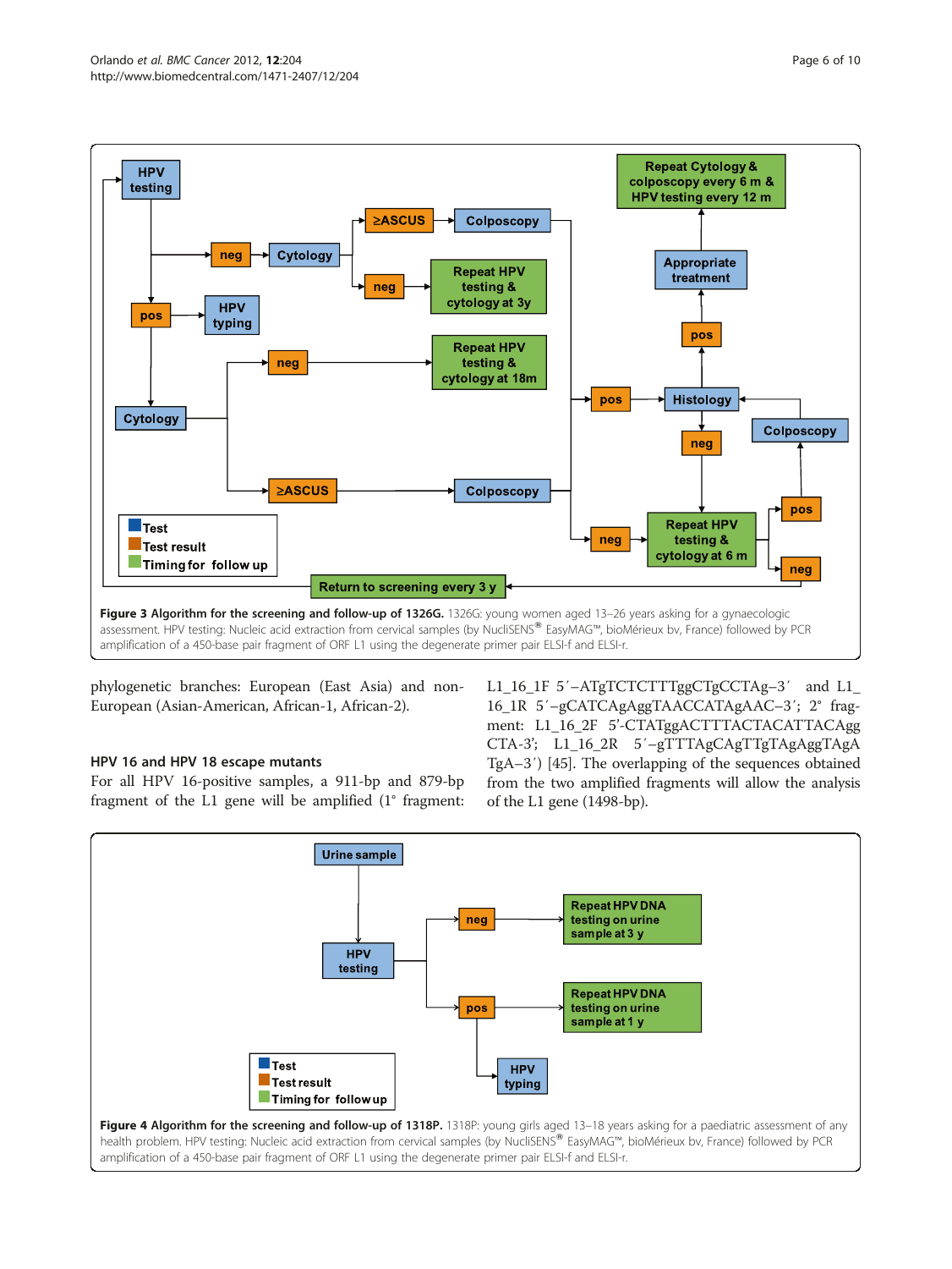**Figure 3 Algorithm for the screening and follow-up of 1326G.** 1326G: young women aged 13–26 years asking for a gynaecologic assessment. HPV testing: Nucleic acid extraction from cervical samples (by NucliSENS® EasyMAG™, bioMérieux bv, France) followed by PCR amplification of a 450-base pair fragment of ORF L1 using the degenerate primer pair ELSI-f and ELSI-r.

phylogenetic branches: European (East Asia) and non-European (Asian-American, African-1, African-2).

### HPV 16 and HPV 18 escape mutants

For all HPV 16-positive samples, a 911-bp and 879-bp fragment of the L1 gene will be amplified (1° fragment: L1_16_1F 5′–ATgTCTCTTTggCTgCCTAg–3′ and L1_16_1R 5′–gCATCAgAggTAACCATAgAAC–3′; 2° fragment: L1_16_2F 5′-CTATggACTTTACTACATTACAggCTA-3′; L1_16_2R 5′–gTTTAgCAgTTgTAgAggTAgATgA–3′) [45]. The overlapping of the sequences obtained from the two amplified fragments will allow the analysis of the L1 gene (1498-bp).

**Figure 4 Algorithm for the screening and follow-up of 1318P.** 1318P: young girls aged 13–18 years asking for a paediatric assessment of any health problem. HPV testing: Nucleic acid extraction from cervical samples (by NucliSENS® EasyMAG™, bioMérieux bv, France) followed by PCR amplification of a 450-base pair fragment of ORF L1 using the degenerate primer pair ELSI-f and ELSI-r.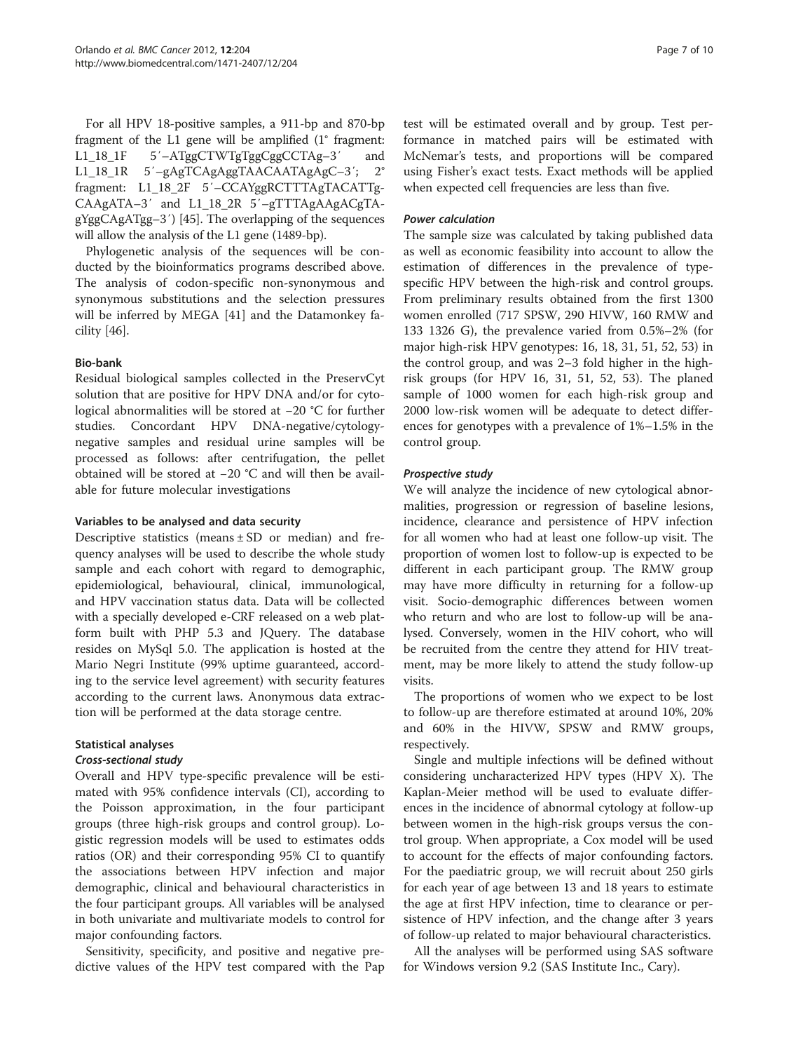For all HPV 18-positive samples, a 911-bp and 870-bp fragment of the L1 gene will be amplified (1° fragment: L1_18_1F 5′–ATggCTWTgTggCggCCTAg–3′ and L1_18_1R 5′–gAgTCAgAggTAACAATAgAgC–3′; 2° fragment: L1_18_2F 5′–CCAYggRCTTTAgTACATTg-CAAgATA–3′ and L1_18_2R 5′–gTTTAgAAgACgTA-gYggCAgATgg–3′) [45]. The overlapping of the sequences will allow the analysis of the L1 gene (1489-bp).

Phylogenetic analysis of the sequences will be conducted by the bioinformatics programs described above. The analysis of codon-specific non-synonymous and synonymous substitutions and the selection pressures will be inferred by MEGA [41] and the Datamonkey facility [46].

### Bio-bank

Residual biological samples collected in the PreservCyt solution that are positive for HPV DNA and/or for cytological abnormalities will be stored at −20 °C for further studies. Concordant HPV DNA-negative/cytology-negative samples and residual urine samples will be processed as follows: after centrifugation, the pellet obtained will be stored at −20 °C and will then be available for future molecular investigations

### Variables to be analysed and data security

Descriptive statistics (means ± SD or median) and frequency analyses will be used to describe the whole study sample and each cohort with regard to demographic, epidemiological, behavioural, clinical, immunological, and HPV vaccination status data. Data will be collected with a specially developed e-CRF released on a web platform built with PHP 5.3 and JQuery. The database resides on MySql 5.0. The application is hosted at the Mario Negri Institute (99% uptime guaranteed, according to the service level agreement) with security features according to the current laws. Anonymous data extraction will be performed at the data storage centre.

### Statistical analyses

#### *Cross-sectional study*

Overall and HPV type-specific prevalence will be estimated with 95% confidence intervals (CI), according to the Poisson approximation, in the four participant groups (three high-risk groups and control group). Logistic regression models will be used to estimates odds ratios (OR) and their corresponding 95% CI to quantify the associations between HPV infection and major demographic, clinical and behavioural characteristics in the four participant groups. All variables will be analysed in both univariate and multivariate models to control for major confounding factors.

Sensitivity, specificity, and positive and negative predictive values of the HPV test compared with the Pap test will be estimated overall and by group. Test performance in matched pairs will be estimated with McNemar's tests, and proportions will be compared using Fisher's exact tests. Exact methods will be applied when expected cell frequencies are less than five.

#### *Power calculation*

The sample size was calculated by taking published data as well as economic feasibility into account to allow the estimation of differences in the prevalence of type-specific HPV between the high-risk and control groups. From preliminary results obtained from the first 1300 women enrolled (717 SPSW, 290 HIVW, 160 RMW and 133 1326 G), the prevalence varied from 0.5%–2% (for major high-risk HPV genotypes: 16, 18, 31, 51, 52, 53) in the control group, and was 2–3 fold higher in the high-risk groups (for HPV 16, 31, 51, 52, 53). The planed sample of 1000 women for each high-risk group and 2000 low-risk women will be adequate to detect differences for genotypes with a prevalence of 1%–1.5% in the control group.

#### *Prospective study*

We will analyze the incidence of new cytological abnormalities, progression or regression of baseline lesions, incidence, clearance and persistence of HPV infection for all women who had at least one follow-up visit. The proportion of women lost to follow-up is expected to be different in each participant group. The RMW group may have more difficulty in returning for a follow-up visit. Socio-demographic differences between women who return and who are lost to follow-up will be analysed. Conversely, women in the HIV cohort, who will be recruited from the centre they attend for HIV treatment, may be more likely to attend the study follow-up visits.

The proportions of women who we expect to be lost to follow-up are therefore estimated at around 10%, 20% and 60% in the HIVW, SPSW and RMW groups, respectively.

Single and multiple infections will be defined without considering uncharacterized HPV types (HPV X). The Kaplan-Meier method will be used to evaluate differences in the incidence of abnormal cytology at follow-up between women in the high-risk groups versus the control group. When appropriate, a Cox model will be used to account for the effects of major confounding factors. For the paediatric group, we will recruit about 250 girls for each year of age between 13 and 18 years to estimate the age at first HPV infection, time to clearance or persistence of HPV infection, and the change after 3 years of follow-up related to major behavioural characteristics.

All the analyses will be performed using SAS software for Windows version 9.2 (SAS Institute Inc., Cary).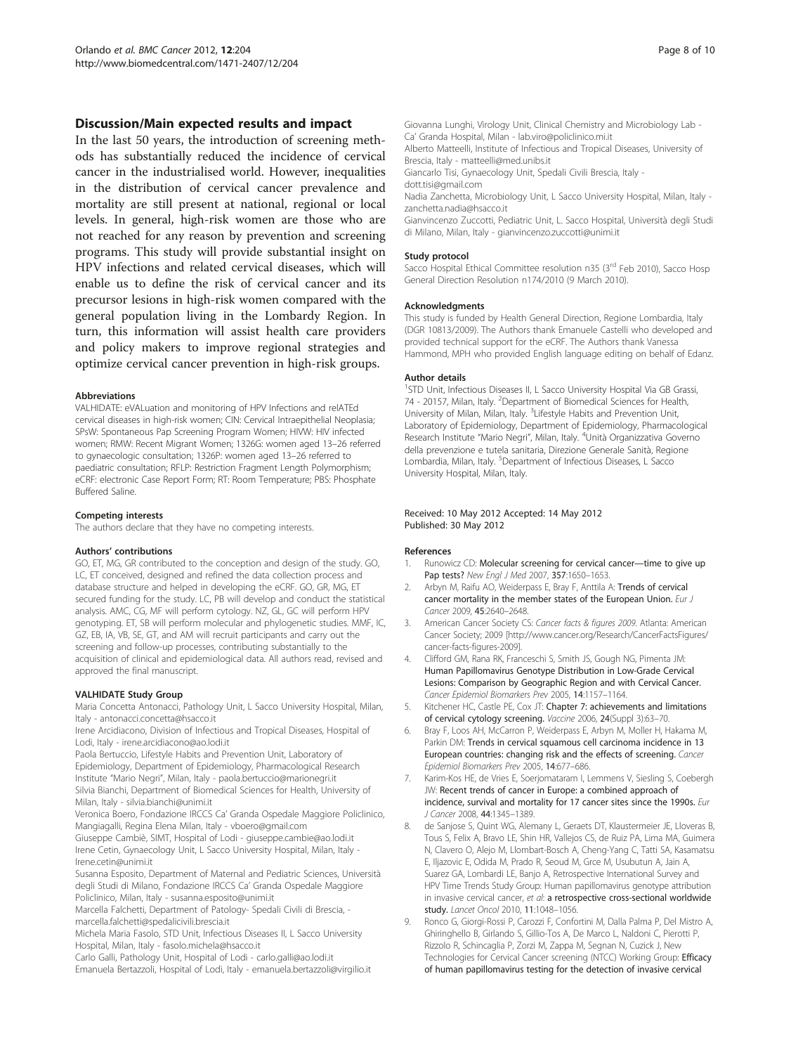## Discussion/Main expected results and impact

In the last 50 years, the introduction of screening methods has substantially reduced the incidence of cervical cancer in the industrialised world. However, inequalities in the distribution of cervical cancer prevalence and mortality are still present at national, regional or local levels. In general, high-risk women are those who are not reached for any reason by prevention and screening programs. This study will provide substantial insight on HPV infections and related cervical diseases, which will enable us to define the risk of cervical cancer and its precursor lesions in high-risk women compared with the general population living in the Lombardy Region. In turn, this information will assist health care providers and policy makers to improve regional strategies and optimize cervical cancer prevention in high-risk groups.

### Abbreviations

VALHIDATE: eVALuation and monitoring of HPV Infections and relATEd cervical diseases in high-risk women; CIN: Cervical Intraepithelial Neoplasia; SPsW: Spontaneous Pap Screening Program Women; HIVW: HIV infected women; RMW: Recent Migrant Women; 1326G: women aged 13–26 referred to gynaecologic consultation; 1326P: women aged 13–26 referred to paediatric consultation; RFLP: Restriction Fragment Length Polymorphism; eCRF: electronic Case Report Form; RT: Room Temperature; PBS: Phosphate Buffered Saline.

### Competing interests

The authors declare that they have no competing interests.

### Authors' contributions

GO, ET, MG, GR contributed to the conception and design of the study. GO, LC, ET conceived, designed and refined the data collection process and database structure and helped in developing the eCRF. GO, GR, MG, ET secured funding for the study. LC, PB will develop and conduct the statistical analysis. AMC, CG, MF will perform cytology. NZ, GL, GC will perform HPV genotyping. ET, SB will perform molecular and phylogenetic studies. MMF, IC, GZ, EB, IA, VB, SE, GT, and AM will recruit participants and carry out the screening and follow-up processes, contributing substantially to the acquisition of clinical and epidemiological data. All authors read, revised and approved the final manuscript.

### VALHIDATE Study Group

Maria Concetta Antonacci, Pathology Unit, L Sacco University Hospital, Milan, Italy - antonacci.concetta@hsacco.it
Irene Arcidiacono, Division of Infectious and Tropical Diseases, Hospital of Lodi, Italy - irene.arcidiacono@ao.lodi.it
Paola Bertuccio, Lifestyle Habits and Prevention Unit, Laboratory of Epidemiology, Department of Epidemiology, Pharmacological Research Institute "Mario Negri", Milan, Italy - paola.bertuccio@marionegri.it
Silvia Bianchi, Department of Biomedical Sciences for Health, University of Milan, Italy - silvia.bianchi@unimi.it
Veronica Boero, Fondazione IRCCS Ca' Granda Ospedale Maggiore Policlinico, Mangiagalli, Regina Elena Milan, Italy - vboero@gmail.com
Giuseppe Cambiè, SIMT, Hospital of Lodi - giuseppe.cambie@ao.lodi.it
Irene Cetin, Gynaecology Unit, L Sacco University Hospital, Milan, Italy - Irene.cetin@unimi.it
Susanna Esposito, Department of Maternal and Pediatric Sciences, Università degli Studi di Milano, Fondazione IRCCS Ca' Granda Ospedale Maggiore Policlinico, Milan, Italy - susanna.esposito@unimi.it
Marcella Falchetti, Department of Patology- Spedali Civili di Brescia, - marcella.falchetti@spedalicivili.brescia.it
Michela Maria Fasolo, STD Unit, Infectious Diseases II, L Sacco University Hospital, Milan, Italy - fasolo.michela@hsacco.it
Carlo Galli, Pathology Unit, Hospital of Lodi - carlo.galli@ao.lodi.it
Emanuela Bertazzoli, Hospital of Lodi, Italy - emanuela.bertazzoli@virgilio.it
Giovanna Lunghi, Virology Unit, Clinical Chemistry and Microbiology Lab - Ca' Granda Hospital, Milan - lab.viro@policlinico.mi.it
Alberto Matteelli, Institute of Infectious and Tropical Diseases, University of Brescia, Italy - matteelli@med.unibs.it
Giancarlo Tisi, Gynaecology Unit, Spedali Civili Brescia, Italy - dott.tisi@gmail.com
Nadia Zanchetta, Microbiology Unit, L Sacco University Hospital, Milan, Italy - zanchetta.nadia@hsacco.it
Gianvincenzo Zuccotti, Pediatric Unit, L. Sacco Hospital, Università degli Studi di Milano, Milan, Italy - gianvincenzo.zuccotti@unimi.it

### Study protocol

Sacco Hospital Ethical Committee resolution n35 (3rd Feb 2010), Sacco Hosp General Direction Resolution n174/2010 (9 March 2010).

### Acknowledgments

This study is funded by Health General Direction, Regione Lombardia, Italy (DGR 10813/2009). The Authors thank Emanuele Castelli who developed and provided technical support for the eCRF. The Authors thank Vanessa Hammond, MPH who provided English language editing on behalf of Edanz.

### Author details

[1]STD Unit, Infectious Diseases II, L Sacco University Hospital Via GB Grassi, 74 - 20157, Milan, Italy. [2]Department of Biomedical Sciences for Health, University of Milan, Milan, Italy. [3]Lifestyle Habits and Prevention Unit, Laboratory of Epidemiology, Department of Epidemiology, Pharmacological Research Institute "Mario Negri", Milan, Italy. [4]Unità Organizzativa Governo della prevenzione e tutela sanitaria, Direzione Generale Sanità, Regione Lombardia, Milan, Italy. [5]Department of Infectious Diseases, L Sacco University Hospital, Milan, Italy.

Received: 10 May 2012 Accepted: 14 May 2012
Published: 30 May 2012

### References

1. Runowicz CD: **Molecular screening for cervical cancer—time to give up Pap tests?** *New Engl J Med* 2007, **357**:1650–1653.
2. Arbyn M, Raifu AO, Weiderpass E, Bray F, Anttila A: **Trends of cervical cancer mortality in the member states of the European Union.** *Eur J Cancer* 2009, **45**:2640–2648.
3. American Cancer Society CS: *Cancer facts & figures 2009*. Atlanta: American Cancer Society; 2009 [http://www.cancer.org/Research/CancerFactsFigures/cancer-facts-figures-2009].
4. Clifford GM, Rana RK, Franceschi S, Smith JS, Gough NG, Pimenta JM: **Human Papillomavirus Genotype Distribution in Low-Grade Cervical Lesions: Comparison by Geographic Region and with Cervical Cancer.** *Cancer Epidemiol Biomarkers Prev* 2005, **14**:1157–1164.
5. Kitchener HC, Castle PE, Cox JT: **Chapter 7: achievements and limitations of cervical cytology screening.** *Vaccine* 2006, **24**(Suppl 3):63–70.
6. Bray F, Loos AH, McCarron P, Weiderpass E, Arbyn M, Moller H, Hakama M, Parkin DM: **Trends in cervical squamous cell carcinoma incidence in 13 European countries: changing risk and the effects of screening.** *Cancer Epidemiol Biomarkers Prev* 2005, **14**:677–686.
7. Karim-Kos HE, de Vries E, Soerjomataram I, Lemmens V, Siesling S, Coebergh JW: **Recent trends of cancer in Europe: a combined approach of incidence, survival and mortality for 17 cancer sites since the 1990s.** *Eur J Cancer* 2008, **44**:1345–1389.
8. de Sanjose S, Quint WG, Alemany L, Geraets DT, Klaustermeier JE, Lloveras B, Tous S, Felix A, Bravo LE, Shin HR, Vallejos CS, de Ruiz PA, Lima MA, Guimera N, Clavero O, Alejo M, Llombart-Bosch A, Cheng-Yang C, Tatti SA, Kasamatsu E, Iljazovic E, Odida M, Prado R, Seoud M, Grce M, Usubutun A, Jain A, Suarez GA, Lombardi LE, Banjo A, Retrospective International Survey and HPV Time Trends Study Group: Human papillomavirus genotype attribution in invasive cervical cancer, *et al*: **a retrospective cross-sectional worldwide study.** *Lancet Oncol* 2010, **11**:1048–1056.
9. Ronco G, Giorgi-Rossi P, Carozzi F, Confortini M, Dalla Palma P, Del Mistro A, Ghiringhello B, Girlando S, Gillio-Tos A, De Marco L, Naldoni C, Pierotti P, Rizzolo R, Schincaglia P, Zorzi M, Zappa M, Segnan N, Cuzick J, New Technologies for Cervical Cancer screening (NTCC) Working Group: **Efficacy of human papillomavirus testing for the detection of invasive cervical**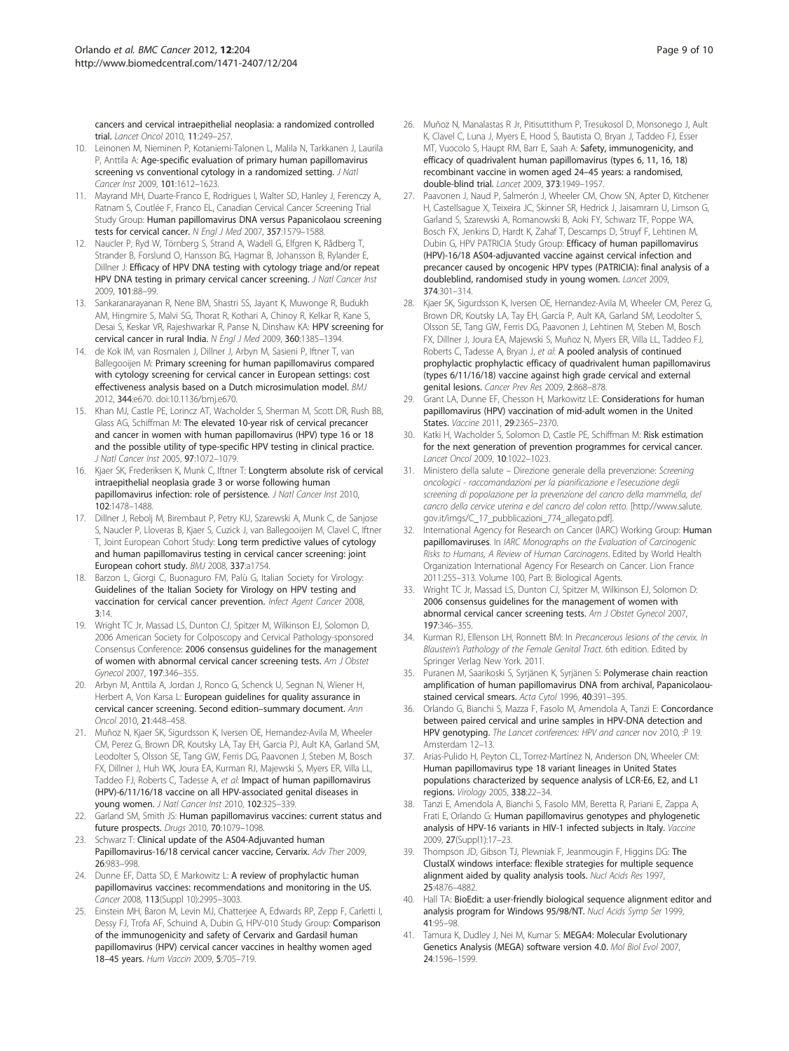cancers and cervical intraepithelial neoplasia: a randomized controlled trial. *Lancet Oncol* 2010, **11**:249–257.

10. Leinonen M, Nieminen P, Kotaniemi-Talonen L, Malila N, Tarkkanen J, Laurila P, Anttila A: **Age-specific evaluation of primary human papillomavirus screening vs conventional cytology in a randomized setting.** *J Natl Cancer Inst* 2009, **101**:1612–1623.
11. Mayrand MH, Duarte-Franco E, Rodrigues I, Walter SD, Hanley J, Ferenczy A, Ratnam S, Coutlée F, Franco EL, Canadian Cervical Cancer Screening Trial Study Group: **Human papillomavirus DNA versus Papanicolaou screening tests for cervical cancer.** *N Engl J Med* 2007, **357**:1579–1588.
12. Naucler P, Ryd W, Törnberg S, Strand A, Wadell G, Elfgren K, Rådberg T, Strander B, Forslund O, Hansson BG, Hagmar B, Johansson B, Rylander E, Dillner J: **Efficacy of HPV DNA testing with cytology triage and/or repeat HPV DNA testing in primary cervical cancer screening.** *J Natl Cancer Inst* 2009, **101**:88–99.
13. Sankaranarayanan R, Nene BM, Shastri SS, Jayant K, Muwonge R, Budukh AM, Hingmire S, Malvi SG, Thorat R, Kothari A, Chinoy R, Kelkar R, Kane S, Desai S, Keskar VR, Rajeshwarkar R, Panse N, Dinshaw KA: **HPV screening for cervical cancer in rural India.** *N Engl J Med* 2009, **360**:1385–1394.
14. de Kok IM, van Rosmalen J, Dillner J, Arbyn M, Sasieni P, Iftner T, van Ballegooijen M: **Primary screening for human papillomavirus compared with cytology screening for cervical cancer in European settings: cost effectiveness analysis based on a Dutch microsimulation model.** *BMJ* 2012, **344**:e670. doi:10.1136/bmj.e670.
15. Khan MJ, Castle PE, Lorincz AT, Wacholder S, Sherman M, Scott DR, Rush BB, Glass AG, Schiffman M: **The elevated 10-year risk of cervical precancer and cancer in women with human papillomavirus (HPV) type 16 or 18 and the possible utility of type-specific HPV testing in clinical practice.** *J Natl Cancer Inst* 2005, **97**:1072–1079.
16. Kjaer SK, Frederiksen K, Munk C, Iftner T: **Longterm absolute risk of cervical intraepithelial neoplasia grade 3 or worse following human papillomavirus infection: role of persistence.** *J Natl Cancer Inst* 2010, **102**:1478–1488.
17. Dillner J, Rebolj M, Birembaut P, Petry KU, Szarewski A, Munk C, de Sanjose S, Naucler P, Lloveras B, Kjaer S, Cuzick J, van Ballegooijen M, Clavel C, Iftner T, Joint European Cohort Study: **Long term predictive values of cytology and human papillomavirus testing in cervical cancer screening: joint European cohort study.** *BMJ* 2008, **337**:a1754.
18. Barzon L, Giorgi C, Buonaguro FM, Palù G, Italian Society for Virology: **Guidelines of the Italian Society for Virology on HPV testing and vaccination for cervical cancer prevention.** *Infect Agent Cancer* 2008, **3**:14.
19. Wright TC Jr, Massad LS, Dunton CJ, Spitzer M, Wilkinson EJ, Solomon D, 2006 American Society for Colposcopy and Cervical Pathology-sponsored Consensus Conference: **2006 consensus guidelines for the management of women with abnormal cervical cancer screening tests.** *Am J Obstet Gynecol* 2007, **197**:346–355.
20. Arbyn M, Anttila A, Jordan J, Ronco G, Schenck U, Segnan N, Wiener H, Herbert A, Von Karsa L: **European guidelines for quality assurance in cervical cancer screening. Second edition–summary document.** *Ann Oncol* 2010, **21**:448–458.
21. Muñoz N, Kjaer SK, Sigurdsson K, Iversen OE, Hernandez-Avila M, Wheeler CM, Perez G, Brown DR, Koutsky LA, Tay EH, Garcia PJ, Ault KA, Garland SM, Leodolter S, Olsson SE, Tang GW, Ferris DG, Paavonen J, Steben M, Bosch FX, Dillner J, Huh WK, Joura EA, Kurman RJ, Majewski S, Myers ER, Villa LL, Taddeo FJ, Roberts C, Tadesse A, *et al*: **Impact of human papillomavirus (HPV)-6/11/16/18 vaccine on all HPV-associated genital diseases in young women.** *J Natl Cancer Inst* 2010, **102**:325–339.
22. Garland SM, Smith JS: **Human papillomavirus vaccines: current status and future prospects.** *Drugs* 2010, **70**:1079–1098.
23. Schwarz T: **Clinical update of the AS04-Adjuvanted human Papillomavirus-16/18 cervical cancer vaccine, Cervarix.** *Adv Ther* 2009, **26**:983–998.
24. Dunne EF, Datta SD, E Markowitz L: **A review of prophylactic human papillomavirus vaccines: recommendations and monitoring in the US.** *Cancer* 2008, **113**(Suppl 10):2995–3003.
25. Einstein MH, Baron M, Levin MJ, Chatterjee A, Edwards RP, Zepp F, Carletti I, Dessy FJ, Trofa AF, Schuind A, Dubin G, HPV-010 Study Group: **Comparison of the immunogenicity and safety of Cervarix and Gardasil human papillomavirus (HPV) cervical cancer vaccines in healthy women aged 18–45 years.** *Hum Vaccin* 2009, **5**:705–719.
26. Muñoz N, Manalastas R Jr, Pitisuttithum P, Tresukosol D, Monsonego J, Ault K, Clavel C, Luna J, Myers E, Hood S, Bautista O, Bryan J, Taddeo FJ, Esser MT, Vuocolo S, Haupt RM, Barr E, Saah A: **Safety, immunogenicity, and efficacy of quadrivalent human papillomavirus (types 6, 11, 16, 18) recombinant vaccine in women aged 24–45 years: a randomised, double-blind trial.** *Lancet* 2009, **373**:1949–1957.
27. Paavonen J, Naud P, Salmerón J, Wheeler CM, Chow SN, Apter D, Kitchener H, Castellsague X, Teixeira JC, Skinner SR, Hedrick J, Jaisamrarn U, Limson G, Garland S, Szarewski A, Romanowski B, Aoki FY, Schwarz TF, Poppe WA, Bosch FX, Jenkins D, Hardt K, Zahaf T, Descamps D, Struyf F, Lehtinen M, Dubin G, HPV PATRICIA Study Group: **Efficacy of human papillomavirus (HPV)-16/18 AS04-adjuvanted vaccine against cervical infection and precancer caused by oncogenic HPV types (PATRICIA): final analysis of a doubleblind, randomised study in young women.** *Lancet* 2009, **374**:301–314.
28. Kjaer SK, Sigurdsson K, Iversen OE, Hernandez-Avila M, Wheeler CM, Perez G, Brown DR, Koutsky LA, Tay EH, García P, Ault KA, Garland SM, Leodolter S, Olsson SE, Tang GW, Ferris DG, Paavonen J, Lehtinen M, Steben M, Bosch FX, Dillner J, Joura EA, Majewski S, Muñoz N, Myers ER, Villa LL, Taddeo FJ, Roberts C, Tadesse A, Bryan J, *et al*: **A pooled analysis of continued prophylactic prophylactic efficacy of quadrivalent human papillomavirus (types 6/11/16/18) vaccine against high grade cervical and external genital lesions.** *Cancer Prev Res* 2009, **2**:868–878.
29. Grant LA, Dunne EF, Chesson H, Markowitz LE: **Considerations for human papillomavirus (HPV) vaccination of mid-adult women in the United States.** *Vaccine* 2011, **29**:2365–2370.
30. Katki H, Wacholder S, Solomon D, Castle PE, Schiffman M: **Risk estimation for the next generation of prevention programmes for cervical cancer.** *Lancet Oncol* 2009, **10**:1022–1023.
31. Ministero della salute – Direzione generale della prevenzione: *Screening oncologici - raccomandazioni per la pianificazione e l'esecuzione degli screening di popolazione per la prevenzione del cancro della mammella, del cancro della cervice uterina e del cancro del colon retto.* [http://www.salute.gov.it/imgs/C_17_pubblicazioni_774_allegato.pdf].
32. International Agency for Research on Cancer (IARC) Working Group: **Human papillomaviruses**. In *IARC Monographs on the Evaluation of Carcinogenic Risks to Humans, A Review of Human Carcinogens*. Edited by World Health Organization International Agency For Research on Cancer. Lion France 2011:255–313. Volume 100, Part B: Biological Agents.
33. Wright TC Jr, Massad LS, Dunton CJ, Spitzer M, Wilkinson EJ, Solomon D: **2006 consensus guidelines for the management of women with abnormal cervical cancer screening tests.** *Am J Obstet Gynecol* 2007, **197**:346–355.
34. Kurman RJ, Ellenson LH, Ronnett BM: In *Precancerous lesions of the cervix. In Blaustein's Pathology of the Female Genital Tract*. 6th edition. Edited by Springer Verlag New York. 2011.
35. Puranen M, Saarikoski S, Syrjänen K, Syrjänen S: **Polymerase chain reaction amplification of human papillomavirus DNA from archival, Papanicolaou-stained cervical smears.** *Acta Cytol* 1996, **40**:391–395.
36. Orlando G, Bianchi S, Mazza F, Fasolo M, Amendola A, Tanzi E: **Concordance between paired cervical and urine samples in HPV-DNA detection and HPV genotyping.** *The Lancet conferences: HPV and cancer* nov 2010, :P 19. Amsterdam 12–13.
37. Arias-Pulido H, Peyton CL, Torrez-Martínez N, Anderson DN, Wheeler CM: **Human papillomavirus type 18 variant lineages in United States populations characterized by sequence analysis of LCR-E6, E2, and L1 regions.** *Virology* 2005, **338**:22–34.
38. Tanzi E, Amendola A, Bianchi S, Fasolo MM, Beretta R, Pariani E, Zappa A, Frati E, Orlando G: **Human papillomavirus genotypes and phylogenetic analysis of HPV-16 variants in HIV-1 infected subjects in Italy.** *Vaccine* 2009, **27**(Suppl1):17–23.
39. Thompson JD, Gibson TJ, Plewniak F, Jeanmougin F, Higgins DG: **The ClustalX windows interface: flexible strategies for multiple sequence alignment aided by quality analysis tools.** *Nucl Acids Res* 1997, **25**:4876–4882.
40. Hall TA: **BioEdit: a user-friendly biological sequence alignment editor and analysis program for Windows 95/98/NT.** *Nucl Acids Symp Ser* 1999, **41**:95–98.
41. Tamura K, Dudley J, Nei M, Kumar S: **MEGA4: Molecular Evolutionary Genetics Analysis (MEGA) software version 4.0.** *Mol Biol Evol* 2007, **24**:1596–1599.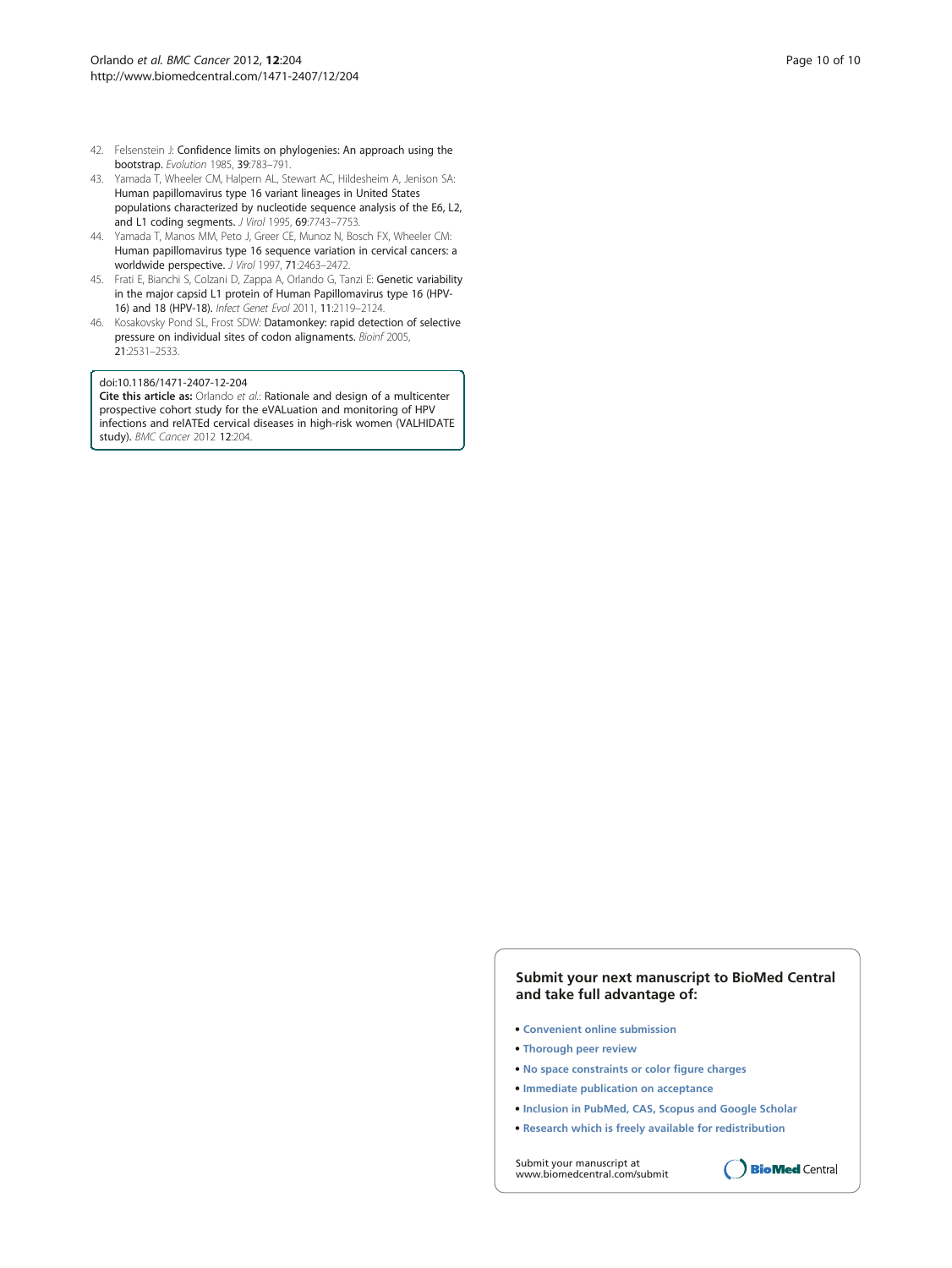42. Felsenstein J: **Confidence limits on phylogenies: An approach using the bootstrap.** *Evolution* 1985, **39**:783–791.
43. Yamada T, Wheeler CM, Halpern AL, Stewart AC, Hildesheim A, Jenison SA: **Human papillomavirus type 16 variant lineages in United States populations characterized by nucleotide sequence analysis of the E6, L2, and L1 coding segments.** *J Virol* 1995, **69**:7743–7753.
44. Yamada T, Manos MM, Peto J, Greer CE, Munoz N, Bosch FX, Wheeler CM: **Human papillomavirus type 16 sequence variation in cervical cancers: a worldwide perspective.** *J Virol* 1997, **71**:2463–2472.
45. Frati E, Bianchi S, Colzani D, Zappa A, Orlando G, Tanzi E: **Genetic variability in the major capsid L1 protein of Human Papillomavirus type 16 (HPV-16) and 18 (HPV-18).** *Infect Genet Evol* 2011, **11**:2119–2124.
46. Kosakovsky Pond SL, Frost SDW: **Datamonkey: rapid detection of selective pressure on individual sites of codon alignments.** *Bioinf* 2005, **21**:2531–2533.

doi:10.1186/1471-2407-12-204

**Cite this article as:** Orlando *et al.*: Rationale and design of a multicenter prospective cohort study for the eVALuation and monitoring of HPV infections and relATEd cervical diseases in high-risk women (VALHIDATE study). *BMC Cancer* 2012 **12**:204.

**Submit your next manuscript to BioMed Central and take full advantage of:**

- **Convenient online submission**
- **Thorough peer review**
- **No space constraints or color figure charges**
- **Immediate publication on acceptance**
- **Inclusion in PubMed, CAS, Scopus and Google Scholar**
- **Research which is freely available for redistribution**

Submit your manuscript at
www.biomedcentral.com/submit

BioMed Central